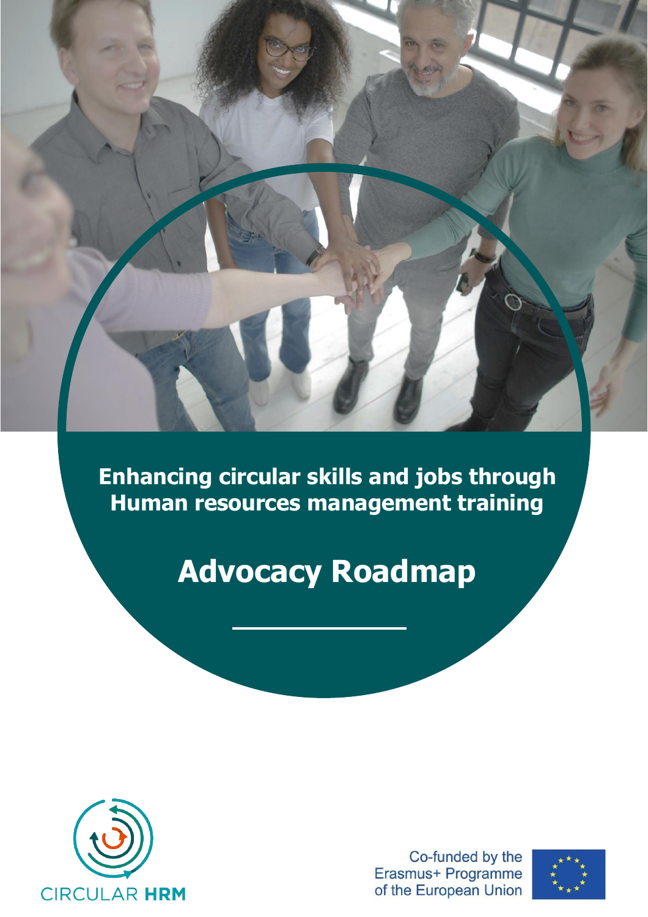**Enhancing circular skills and jobs through Human resources management training**

# Advocacy Roadmap

CIRCULAR HRM

Co-funded by the Erasmus+ Programme of the European Union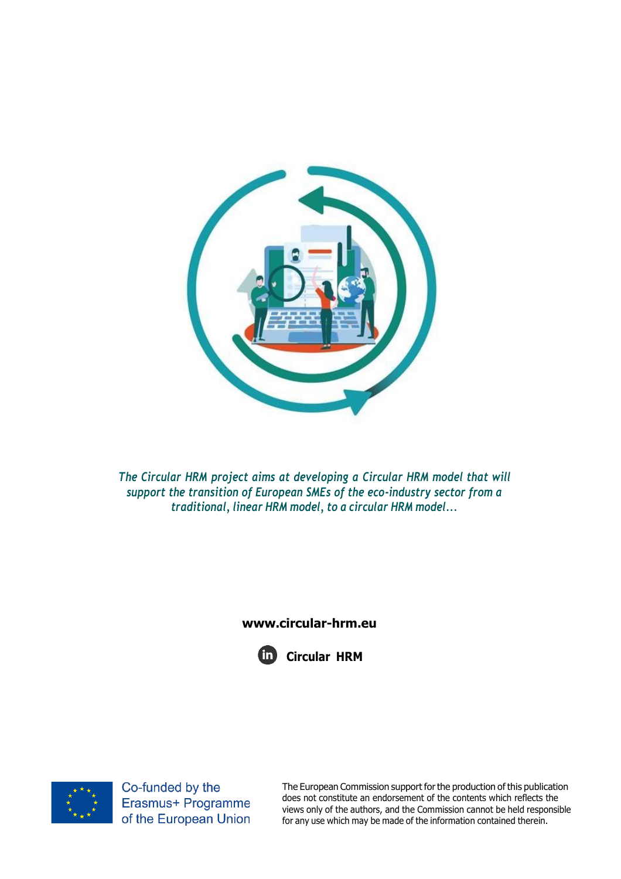*The Circular HRM project aims at developing a Circular HRM model that will support the transition of European SMEs of the eco-industry sector from a traditional, linear HRM model, to a circular HRM model...*

**www.circular-hrm.eu**

**Circular HRM**

Co-funded by the Erasmus+ Programme of the European Union

The European Commission support for the production of this publication does not constitute an endorsement of the contents which reflects the views only of the authors, and the Commission cannot be held responsible for any use which may be made of the information contained therein.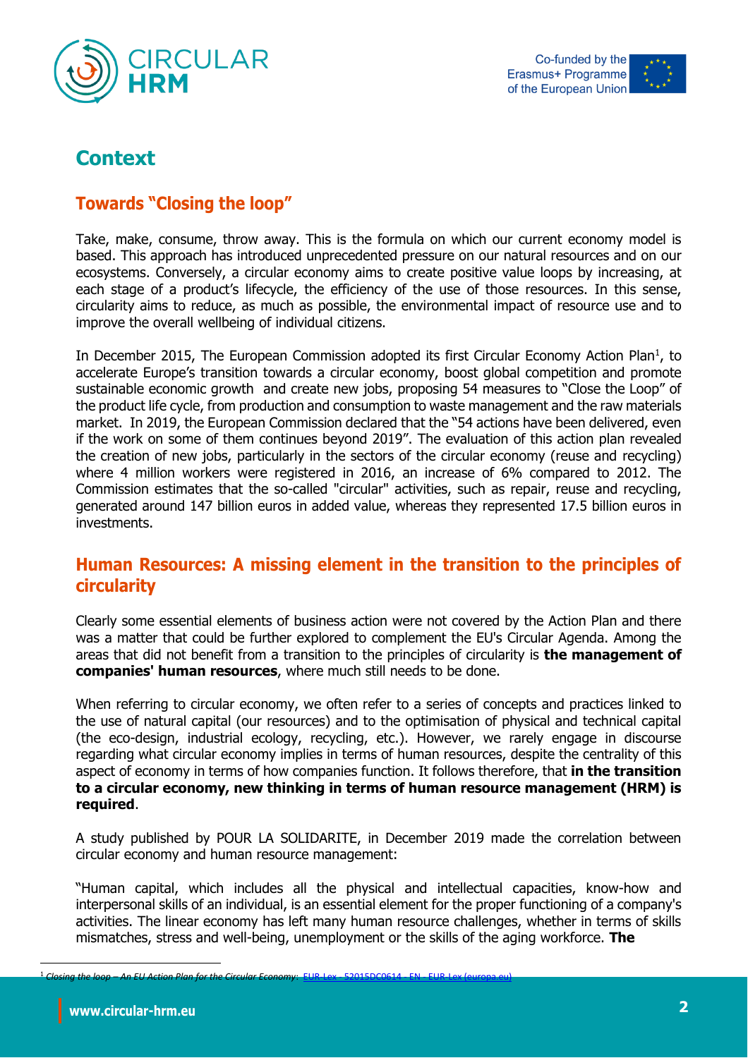# Context

## Towards "Closing the loop"

Take, make, consume, throw away. This is the formula on which our current economy model is based. This approach has introduced unprecedented pressure on our natural resources and on our ecosystems. Conversely, a circular economy aims to create positive value loops by increasing, at each stage of a product's lifecycle, the efficiency of the use of those resources. In this sense, circularity aims to reduce, as much as possible, the environmental impact of resource use and to improve the overall wellbeing of individual citizens.

In December 2015, The European Commission adopted its first Circular Economy Action Plan[1], to accelerate Europe's transition towards a circular economy, boost global competition and promote sustainable economic growth and create new jobs, proposing 54 measures to "Close the Loop" of the product life cycle, from production and consumption to waste management and the raw materials market. In 2019, the European Commission declared that the "54 actions have been delivered, even if the work on some of them continues beyond 2019". The evaluation of this action plan revealed the creation of new jobs, particularly in the sectors of the circular economy (reuse and recycling) where 4 million workers were registered in 2016, an increase of 6% compared to 2012. The Commission estimates that the so-called "circular" activities, such as repair, reuse and recycling, generated around 147 billion euros in added value, whereas they represented 17.5 billion euros in investments.

## Human Resources: A missing element in the transition to the principles of circularity

Clearly some essential elements of business action were not covered by the Action Plan and there was a matter that could be further explored to complement the EU's Circular Agenda. Among the areas that did not benefit from a transition to the principles of circularity is **the management of companies' human resources**, where much still needs to be done.

When referring to circular economy, we often refer to a series of concepts and practices linked to the use of natural capital (our resources) and to the optimisation of physical and technical capital (the eco-design, industrial ecology, recycling, etc.). However, we rarely engage in discourse regarding what circular economy implies in terms of human resources, despite the centrality of this aspect of economy in terms of how companies function. It follows therefore, that **in the transition to a circular economy, new thinking in terms of human resource management (HRM) is required**.

A study published by POUR LA SOLIDARITE, in December 2019 made the correlation between circular economy and human resource management:

"Human capital, which includes all the physical and intellectual capacities, know-how and interpersonal skills of an individual, is an essential element for the proper functioning of a company's activities. The linear economy has left many human resource challenges, whether in terms of skills mismatches, stress and well-being, unemployment or the skills of the aging workforce. **The**

---

[1] *Closing the loop – An EU Action Plan for the Circular Economy*: EUR-Lex - 52015DC0614 - EN - EUR-Lex (europa.eu)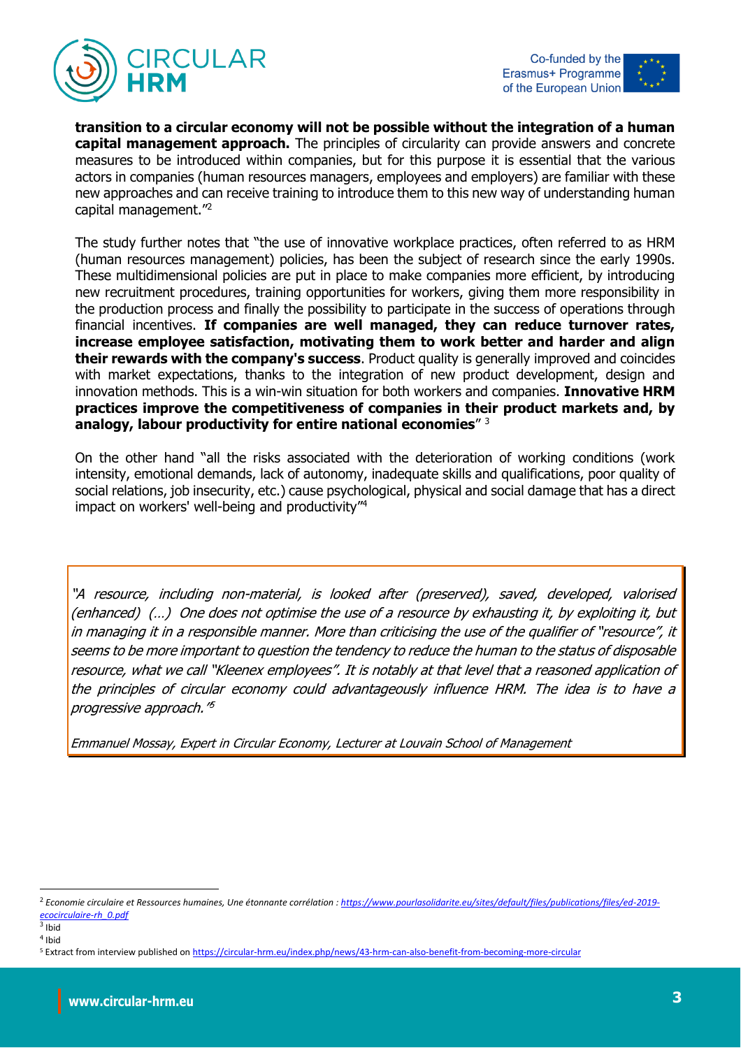**transition to a circular economy will not be possible without the integration of a human capital management approach.** The principles of circularity can provide answers and concrete measures to be introduced within companies, but for this purpose it is essential that the various actors in companies (human resources managers, employees and employers) are familiar with these new approaches and can receive training to introduce them to this new way of understanding human capital management."[2]

The study further notes that "the use of innovative workplace practices, often referred to as HRM (human resources management) policies, has been the subject of research since the early 1990s. These multidimensional policies are put in place to make companies more efficient, by introducing new recruitment procedures, training opportunities for workers, giving them more responsibility in the production process and finally the possibility to participate in the success of operations through financial incentives. **If companies are well managed, they can reduce turnover rates, increase employee satisfaction, motivating them to work better and harder and align their rewards with the company's success**. Product quality is generally improved and coincides with market expectations, thanks to the integration of new product development, design and innovation methods. This is a win-win situation for both workers and companies. **Innovative HRM practices improve the competitiveness of companies in their product markets and, by analogy, labour productivity for entire national economies**" [3]

On the other hand "all the risks associated with the deterioration of working conditions (work intensity, emotional demands, lack of autonomy, inadequate skills and qualifications, poor quality of social relations, job insecurity, etc.) cause psychological, physical and social damage that has a direct impact on workers' well-being and productivity"[4]

> *"A resource, including non-material, is looked after (preserved), saved, developed, valorised (enhanced) (…) One does not optimise the use of a resource by exhausting it, by exploiting it, but in managing it in a responsible manner. More than criticising the use of the qualifier of "resource", it seems to be more important to question the tendency to reduce the human to the status of disposable resource, what we call "Kleenex employees". It is notably at that level that a reasoned application of the principles of circular economy could advantageously influence HRM. The idea is to have a progressive approach."[5]*
>
> *Emmanuel Mossay, Expert in Circular Economy, Lecturer at Louvain School of Management*

---

[2] *Economie circulaire et Ressources humaines, Une étonnante corrélation : https://www.pourlasolidarite.eu/sites/default/files/publications/files/ed-2019-ecocirculaire-rh_0.pdf*

[3] Ibid

[4] Ibid

[5] Extract from interview published on https://circular-hrm.eu/index.php/news/43-hrm-can-also-benefit-from-becoming-more-circular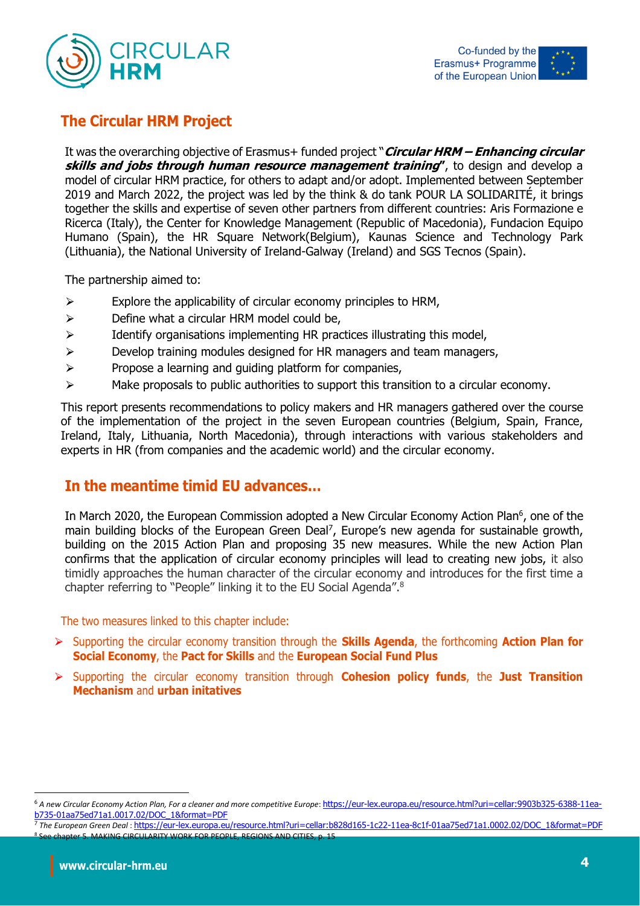## The Circular HRM Project

It was the overarching objective of Erasmus+ funded project "***Circular HRM – Enhancing circular skills and jobs through human resource management training***", to design and develop a model of circular HRM practice, for others to adapt and/or adopt. Implemented between September 2019 and March 2022, the project was led by the think & do tank POUR LA SOLIDARITÉ, it brings together the skills and expertise of seven other partners from different countries: Aris Formazione e Ricerca (Italy), the Center for Knowledge Management (Republic of Macedonia), Fundacion Equipo Humano (Spain), the HR Square Network(Belgium), Kaunas Science and Technology Park (Lithuania), the National University of Ireland-Galway (Ireland) and SGS Tecnos (Spain).

The partnership aimed to:

- Explore the applicability of circular economy principles to HRM,
- Define what a circular HRM model could be,
- Identify organisations implementing HR practices illustrating this model,
- Develop training modules designed for HR managers and team managers,
- Propose a learning and guiding platform for companies,
- Make proposals to public authorities to support this transition to a circular economy.

This report presents recommendations to policy makers and HR managers gathered over the course of the implementation of the project in the seven European countries (Belgium, Spain, France, Ireland, Italy, Lithuania, North Macedonia), through interactions with various stakeholders and experts in HR (from companies and the academic world) and the circular economy.

## In the meantime timid EU advances…

In March 2020, the European Commission adopted a New Circular Economy Action Plan[6], one of the main building blocks of the European Green Deal[7], Europe's new agenda for sustainable growth, building on the 2015 Action Plan and proposing 35 new measures. While the new Action Plan confirms that the application of circular economy principles will lead to creating new jobs, it also timidly approaches the human character of the circular economy and introduces for the first time a chapter referring to "People" linking it to the EU Social Agenda".[8]

The two measures linked to this chapter include:

- Supporting the circular economy transition through the **Skills Agenda**, the forthcoming **Action Plan for Social Economy**, the **Pact for Skills** and the **European Social Fund Plus**
- Supporting the circular economy transition through **Cohesion policy funds**, the **Just Transition Mechanism** and **urban initatives**

---

[6] *A new Circular Economy Action Plan, For a cleaner and more competitive Europe*: https://eur-lex.europa.eu/resource.html?uri=cellar:9903b325-6388-11ea-b735-01aa75ed71a1.0017.02/DOC_1&format=PDF

[7] *The European Green Deal* : https://eur-lex.europa.eu/resource.html?uri=cellar:b828d165-1c22-11ea-8c1f-01aa75ed71a1.0002.02/DOC_1&format=PDF

[8] See chapter 5. MAKING CIRCULARITY WORK FOR PEOPLE, REGIONS AND CITIES, p. 15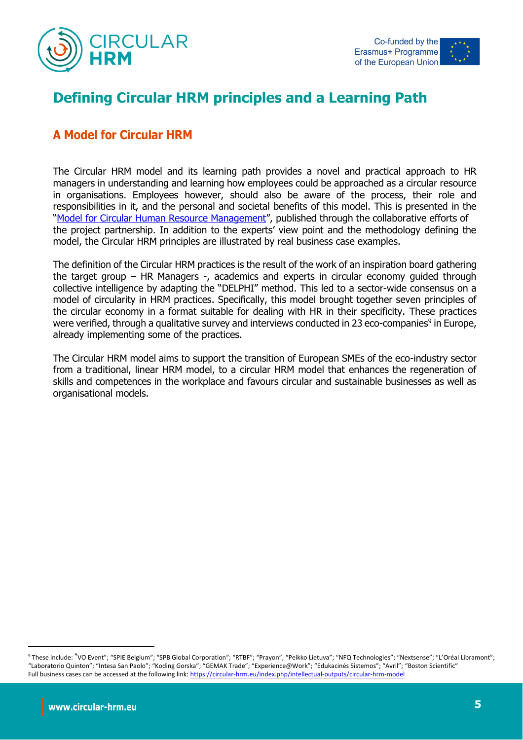# Defining Circular HRM principles and a Learning Path

## A Model for Circular HRM

The Circular HRM model and its learning path provides a novel and practical approach to HR managers in understanding and learning how employees could be approached as a circular resource in organisations. Employees however, should also be aware of the process, their role and responsibilities in it, and the personal and societal benefits of this model. This is presented in the "[Model for Circular Human Resource Management](https://circular-hrm.eu/index.php/intellectual-outputs/circular-hrm-model)", published through the collaborative efforts of the project partnership. In addition to the experts' view point and the methodology defining the model, the Circular HRM principles are illustrated by real business case examples.

The definition of the Circular HRM practices is the result of the work of an inspiration board gathering the target group – HR Managers -, academics and experts in circular economy guided through collective intelligence by adapting the "DELPHI" method. This led to a sector-wide consensus on a model of circularity in HRM practices. Specifically, this model brought together seven principles of the circular economy in a format suitable for dealing with HR in their specificity. These practices were verified, through a qualitative survey and interviews conducted in 23 eco-companies[9] in Europe, already implementing some of the practices.

The Circular HRM model aims to support the transition of European SMEs of the eco-industry sector from a traditional, linear HRM model, to a circular HRM model that enhances the regeneration of skills and competences in the workplace and favours circular and sustainable businesses as well as organisational models.

---

[9] These include: "VO Event"; "SPIE Belgium"; "SPB Global Corporation"; "RTBF"; "Prayon", "Peikko Lietuva"; "NFQ Technologies"; "Nextsense"; "L'Oréal Libramont"; "Laboratorio Quinton"; "Intesa San Paolo"; "Koding Gorska"; "GEMAK Trade"; "Experience@Work"; "Edukacinės Sistemos"; "Avril"; "Boston Scientific"
Full business cases can be accessed at the following link: https://circular-hrm.eu/index.php/intellectual-outputs/circular-hrm-model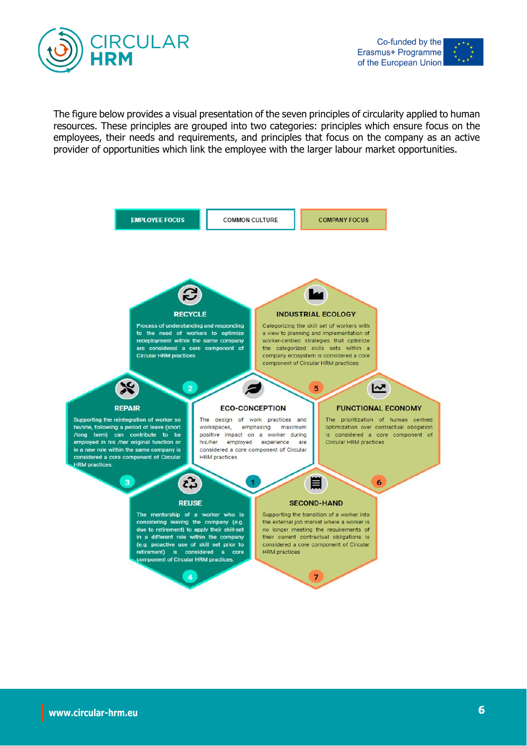The figure below provides a visual presentation of the seven principles of circularity applied to human resources. These principles are grouped into two categories: principles which ensure focus on the employees, their needs and requirements, and principles that focus on the company as an active provider of opportunities which link the employee with the larger labour market opportunities.

EMPLOYEE FOCUS | COMMON CULTURE | COMPANY FOCUS

**RECYCLE**

Process of understanding and responding to the need of workers to optimize redeployment within the same company are considered a core component of Circular HRM practices

2

**INDUSTRIAL ECOLOGY**

Categorizing the skill set of workers with a view to planning and implementation of worker-centred strategies that optimize the categorized skills sets within a company ecosystem is considered a core component of Circular HRM practices

5

**REPAIR**

Supporting the reintegration of worker so he/she, following a period of leave (short /long term) can contribute to be employed in his /her original function or in a new role within the same company is considered a core component of Circular HRM practices.

3

**ECO-CONCEPTION**

The design of work practices and workspaces, emphasing maximum positive impact on a worker during his/her employed experience are considered a core component of Circular HRM practices

1

**FUNCTIONAL ECONOMY**

The prioritization of human centred optimization over contractual obligation is considered a core component of Circular HRM practices

6

**REUSE**

The mentorship of a worker who is considering leaving the company (e.g. due to retirement) to apply their skill-set in a different role within the company (e.g. proactive use of skill set prior to retirement) is considered a core component of Circular HRM practices.

4

**SECOND-HAND**

Supporting the transition of a worker into the external job market where a worker is no longer meeting the requirements of their current contractual obligations is considered a core component of Circular HRM practices

7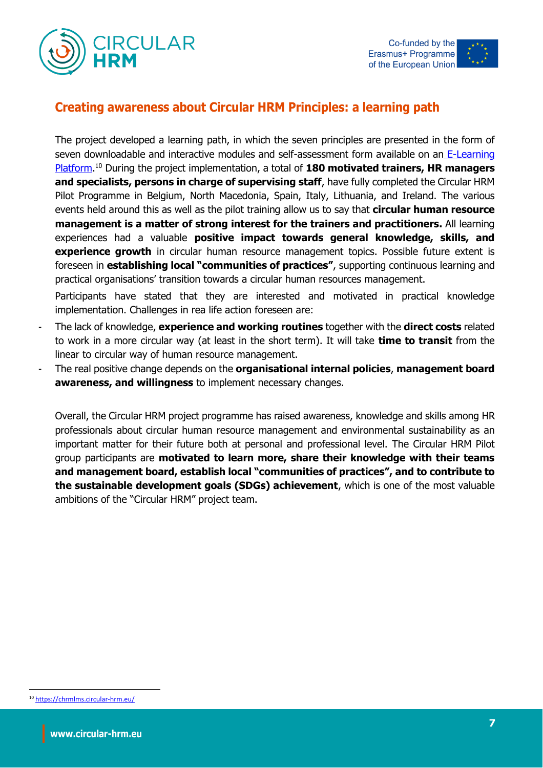## Creating awareness about Circular HRM Principles: a learning path

The project developed a learning path, in which the seven principles are presented in the form of seven downloadable and interactive modules and self-assessment form available on an E-Learning Platform.[10] During the project implementation, a total of **180 motivated trainers, HR managers and specialists, persons in charge of supervising staff**, have fully completed the Circular HRM Pilot Programme in Belgium, North Macedonia, Spain, Italy, Lithuania, and Ireland. The various events held around this as well as the pilot training allow us to say that **circular human resource management is a matter of strong interest for the trainers and practitioners.** All learning experiences had a valuable **positive impact towards general knowledge, skills, and experience growth** in circular human resource management topics. Possible future extent is foreseen in **establishing local "communities of practices"**, supporting continuous learning and practical organisations' transition towards a circular human resources management.

Participants have stated that they are interested and motivated in practical knowledge implementation. Challenges in rea life action foreseen are:

- The lack of knowledge, **experience and working routines** together with the **direct costs** related to work in a more circular way (at least in the short term). It will take **time to transit** from the linear to circular way of human resource management.
- The real positive change depends on the **organisational internal policies**, **management board awareness, and willingness** to implement necessary changes.

Overall, the Circular HRM project programme has raised awareness, knowledge and skills among HR professionals about circular human resource management and environmental sustainability as an important matter for their future both at personal and professional level. The Circular HRM Pilot group participants are **motivated to learn more, share their knowledge with their teams and management board, establish local "communities of practices", and to contribute to the sustainable development goals (SDGs) achievement**, which is one of the most valuable ambitions of the "Circular HRM" project team.

[10] https://chrmlms.circular-hrm.eu/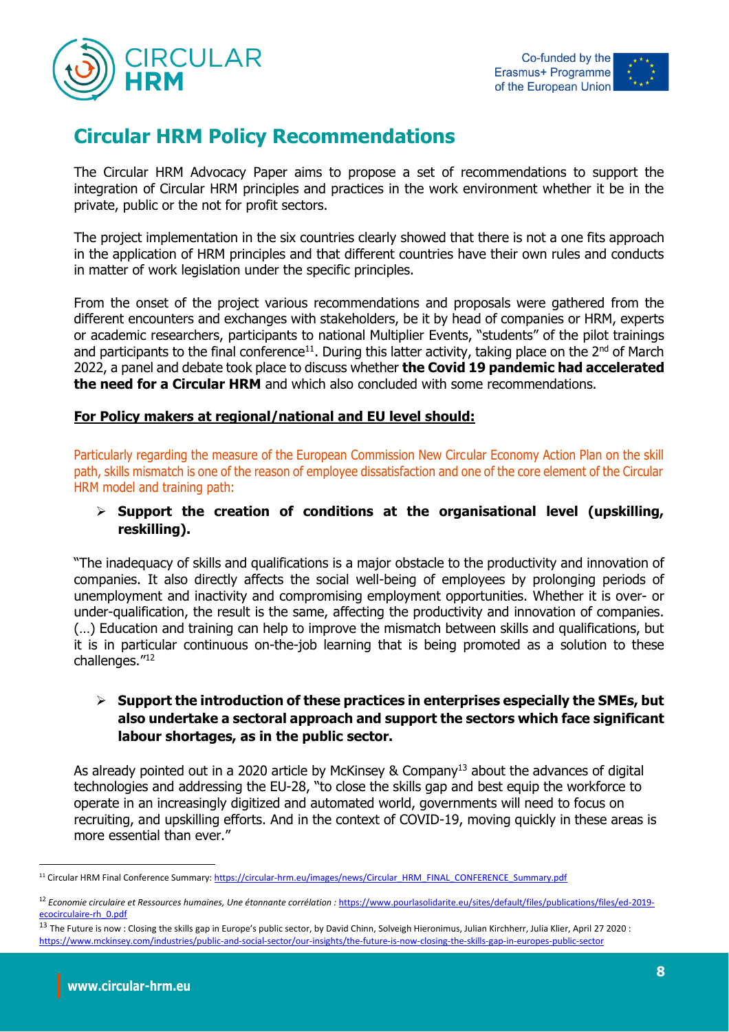## Circular HRM Policy Recommendations

The Circular HRM Advocacy Paper aims to propose a set of recommendations to support the integration of Circular HRM principles and practices in the work environment whether it be in the private, public or the not for profit sectors.

The project implementation in the six countries clearly showed that there is not a one fits approach in the application of HRM principles and that different countries have their own rules and conducts in matter of work legislation under the specific principles.

From the onset of the project various recommendations and proposals were gathered from the different encounters and exchanges with stakeholders, be it by head of companies or HRM, experts or academic researchers, participants to national Multiplier Events, "students" of the pilot trainings and participants to the final conference[11]. During this latter activity, taking place on the 2nd of March 2022, a panel and debate took place to discuss whether **the Covid 19 pandemic had accelerated the need for a Circular HRM** and which also concluded with some recommendations.

**For Policy makers at regional/national and EU level should:**

Particularly regarding the measure of the European Commission New Circular Economy Action Plan on the skill path, skills mismatch is one of the reason of employee dissatisfaction and one of the core element of the Circular HRM model and training path:

- **Support the creation of conditions at the organisational level (upskilling, reskilling).**

"The inadequacy of skills and qualifications is a major obstacle to the productivity and innovation of companies. It also directly affects the social well-being of employees by prolonging periods of unemployment and inactivity and compromising employment opportunities. Whether it is over- or under-qualification, the result is the same, affecting the productivity and innovation of companies. (…) Education and training can help to improve the mismatch between skills and qualifications, but it is in particular continuous on-the-job learning that is being promoted as a solution to these challenges."[12]

- **Support the introduction of these practices in enterprises especially the SMEs, but also undertake a sectoral approach and support the sectors which face significant labour shortages, as in the public sector.**

As already pointed out in a 2020 article by McKinsey & Company[13] about the advances of digital technologies and addressing the EU-28, "to close the skills gap and best equip the workforce to operate in an increasingly digitized and automated world, governments will need to focus on recruiting, and upskilling efforts. And in the context of COVID-19, moving quickly in these areas is more essential than ever."

---

[11] Circular HRM Final Conference Summary: https://circular-hrm.eu/images/news/Circular_HRM_FINAL_CONFERENCE_Summary.pdf

[12] *Economie circulaire et Ressources humaines, Une étonnante corrélation :* https://www.pourlasolidarite.eu/sites/default/files/publications/files/ed-2019-ecocirculaire-rh_0.pdf

[13] The Future is now : Closing the skills gap in Europe's public sector, by David Chinn, Solveigh Hieronimus, Julian Kirchherr, Julia Klier, April 27 2020 : https://www.mckinsey.com/industries/public-and-social-sector/our-insights/the-future-is-now-closing-the-skills-gap-in-europes-public-sector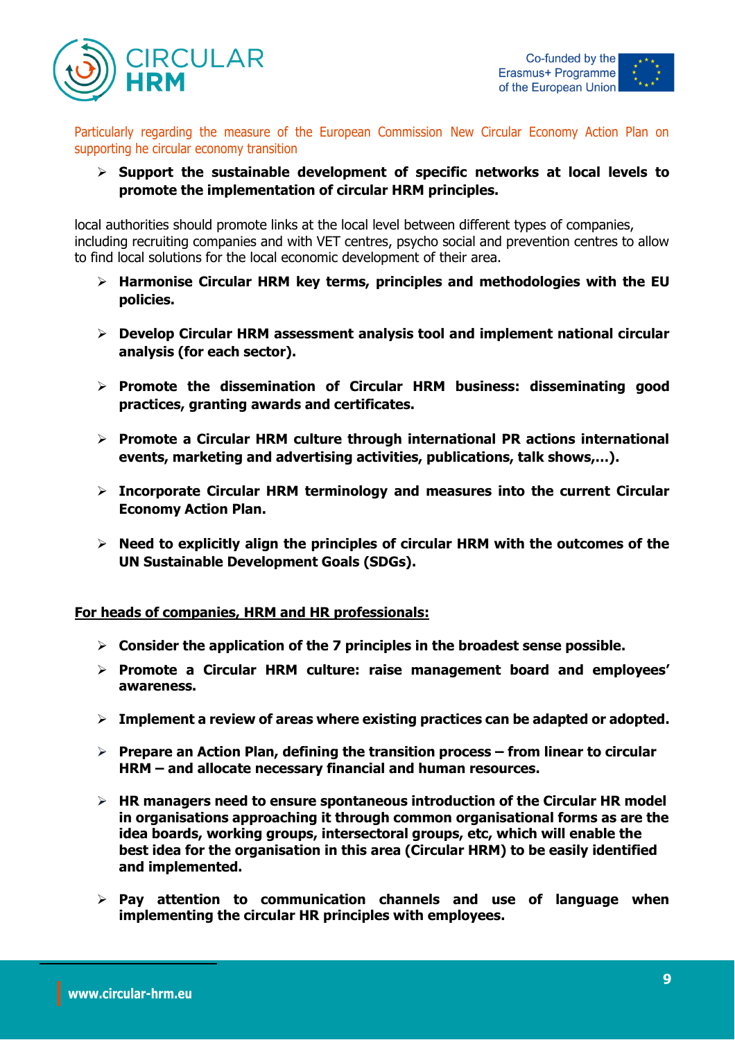Particularly regarding the measure of the European Commission New Circular Economy Action Plan on supporting he circular economy transition

- **Support the sustainable development of specific networks at local levels to promote the implementation of circular HRM principles.**

local authorities should promote links at the local level between different types of companies, including recruiting companies and with VET centres, psycho social and prevention centres to allow to find local solutions for the local economic development of their area.

- **Harmonise Circular HRM key terms, principles and methodologies with the EU policies.**

- **Develop Circular HRM assessment analysis tool and implement national circular analysis (for each sector).**

- **Promote the dissemination of Circular HRM business: disseminating good practices, granting awards and certificates.**

- **Promote a Circular HRM culture through international PR actions international events, marketing and advertising activities, publications, talk shows,…).**

- **Incorporate Circular HRM terminology and measures into the current Circular Economy Action Plan.**

- **Need to explicitly align the principles of circular HRM with the outcomes of the UN Sustainable Development Goals (SDGs).**

**For heads of companies, HRM and HR professionals:**

- **Consider the application of the 7 principles in the broadest sense possible.**
- **Promote a Circular HRM culture: raise management board and employees' awareness.**

- **Implement a review of areas where existing practices can be adapted or adopted.**

- **Prepare an Action Plan, defining the transition process – from linear to circular HRM – and allocate necessary financial and human resources.**

- **HR managers need to ensure spontaneous introduction of the Circular HR model in organisations approaching it through common organisational forms as are the idea boards, working groups, intersectoral groups, etc, which will enable the best idea for the organisation in this area (Circular HRM) to be easily identified and implemented.**

- **Pay attention to communication channels and use of language when implementing the circular HR principles with employees.**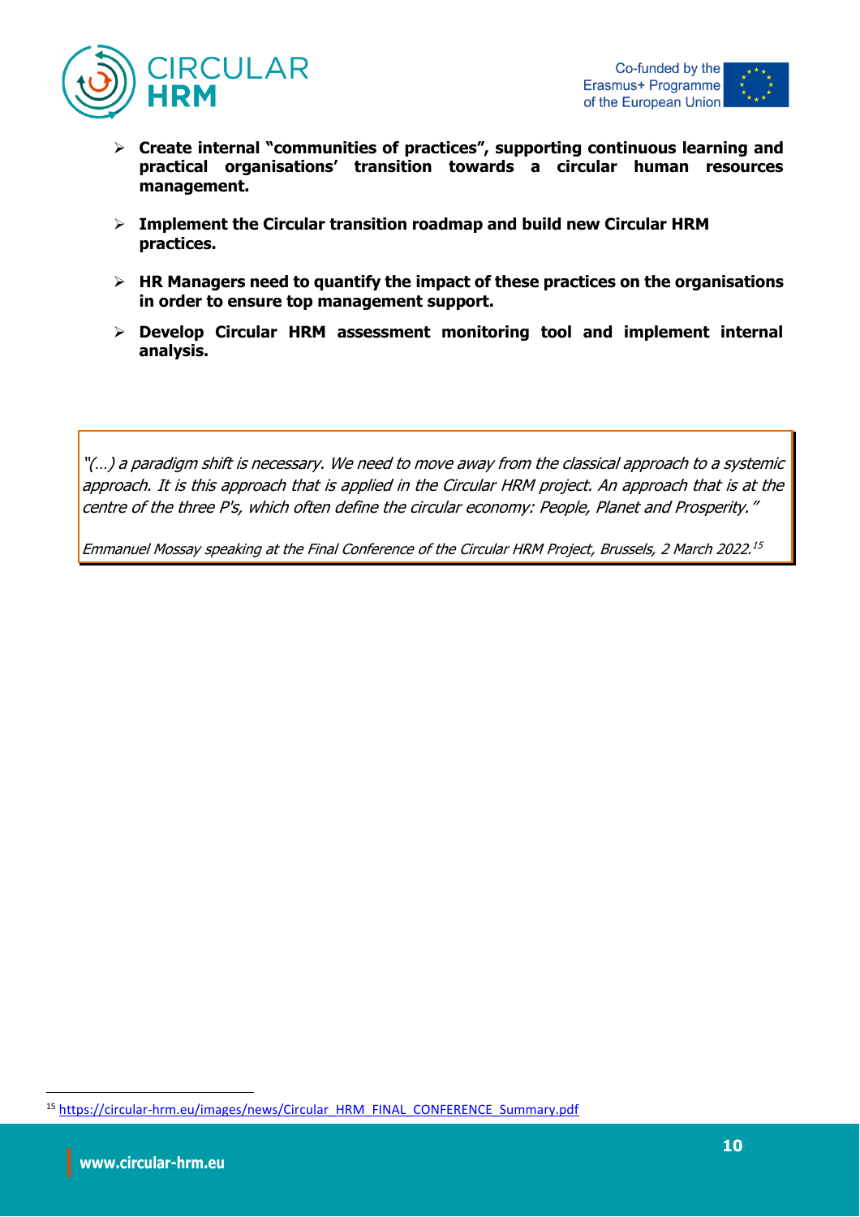- **Create internal "communities of practices", supporting continuous learning and practical organisations' transition towards a circular human resources management.**

- **Implement the Circular transition roadmap and build new Circular HRM practices.**

- **HR Managers need to quantify the impact of these practices on the organisations in order to ensure top management support.**

- **Develop Circular HRM assessment monitoring tool and implement internal analysis.**

> *"(…) a paradigm shift is necessary. We need to move away from the classical approach to a systemic approach. It is this approach that is applied in the Circular HRM project. An approach that is at the centre of the three P's, which often define the circular economy: People, Planet and Prosperity."*
>
> *Emmanuel Mossay speaking at the Final Conference of the Circular HRM Project, Brussels, 2 March 2022.*[15]

[15] https://circular-hrm.eu/images/news/Circular_HRM_FINAL_CONFERENCE_Summary.pdf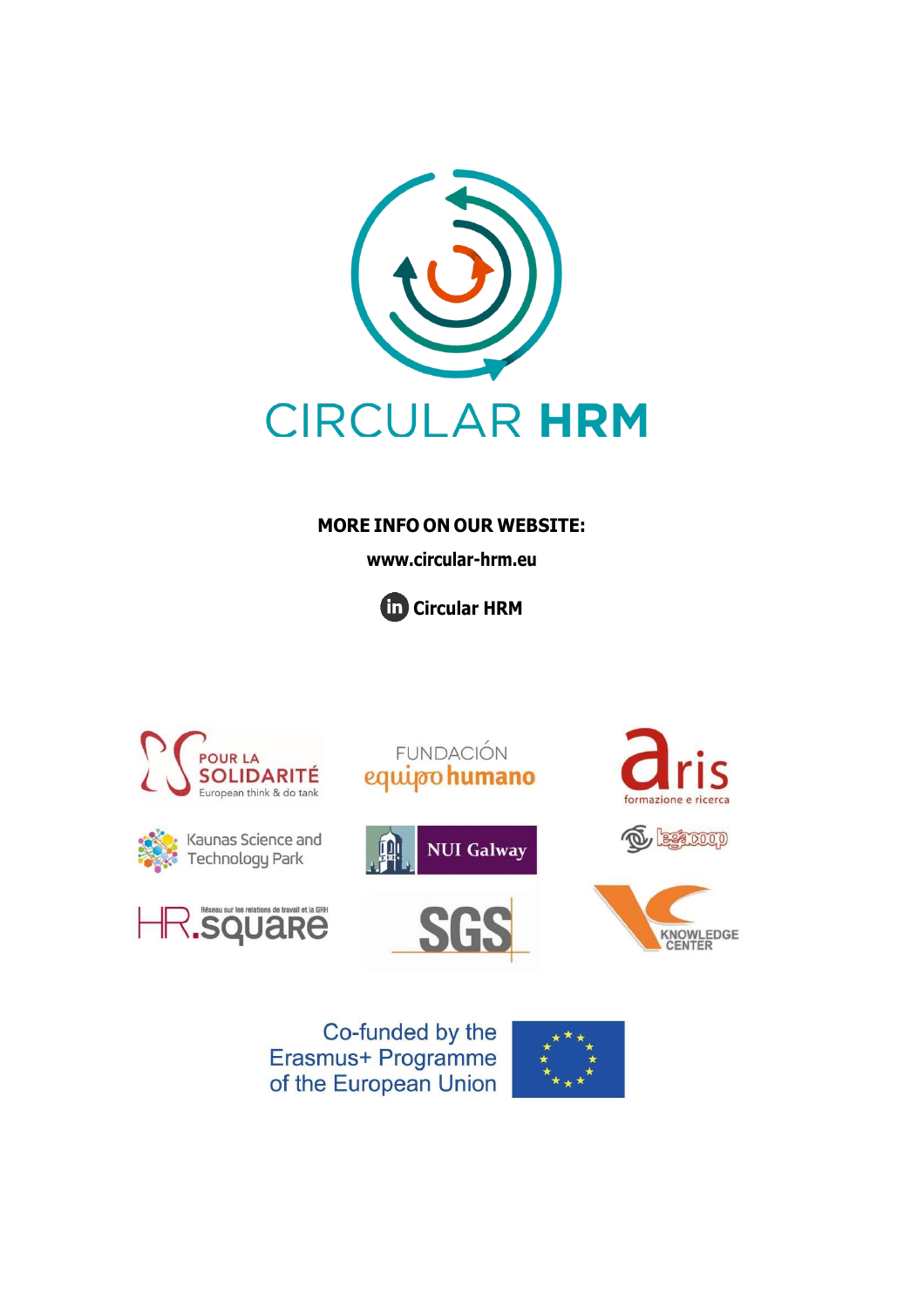CIRCULAR **HRM**

**MORE INFO ON OUR WEBSITE:**

**www.circular-hrm.eu**

**Circular HRM**

POUR LA SOLIDARITÉ
European think & do tank

FUNDACIÓN equipo humano

aris
formazione e ricerca

Kaunas Science and Technology Park

NUI Galway

legacoop

Réseau sur les relations de travail et la GRH
HR.square

SGS

KNOWLEDGE CENTER

Co-funded by the Erasmus+ Programme of the European Union